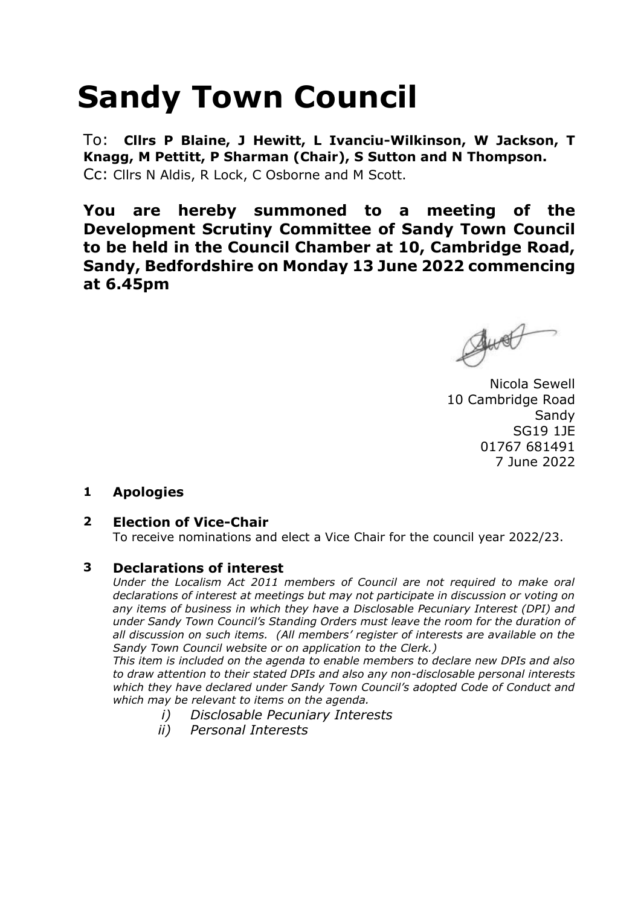# Sandy Town Council

To: **Cllrs P Blaine, J Hewitt, L Ivanciu-Wilkinson, W Jackson, T Knagg, M Pettitt, P Sharman (Chair), S Sutton and N Thompson.**
Cc: Cllrs N Aldis, R Lock, C Osborne and M Scott.

**You are hereby summoned to a meeting of the Development Scrutiny Committee of Sandy Town Council to be held in the Council Chamber at 10, Cambridge Road, Sandy, Bedfordshire on Monday 13 June 2022 commencing at 6.45pm**

Nicola Sewell
10 Cambridge Road
Sandy
SG19 1JE
01767 681491
7 June 2022

**1 Apologies**

**2 Election of Vice-Chair**

To receive nominations and elect a Vice Chair for the council year 2022/23.

**3 Declarations of interest**

*Under the Localism Act 2011 members of Council are not required to make oral declarations of interest at meetings but may not participate in discussion or voting on any items of business in which they have a Disclosable Pecuniary Interest (DPI) and under Sandy Town Council's Standing Orders must leave the room for the duration of all discussion on such items. (All members' register of interests are available on the Sandy Town Council website or on application to the Clerk.)*

*This item is included on the agenda to enable members to declare new DPIs and also to draw attention to their stated DPIs and also any non-disclosable personal interests which they have declared under Sandy Town Council's adopted Code of Conduct and which may be relevant to items on the agenda.*

*i) Disclosable Pecuniary Interests*

*ii) Personal Interests*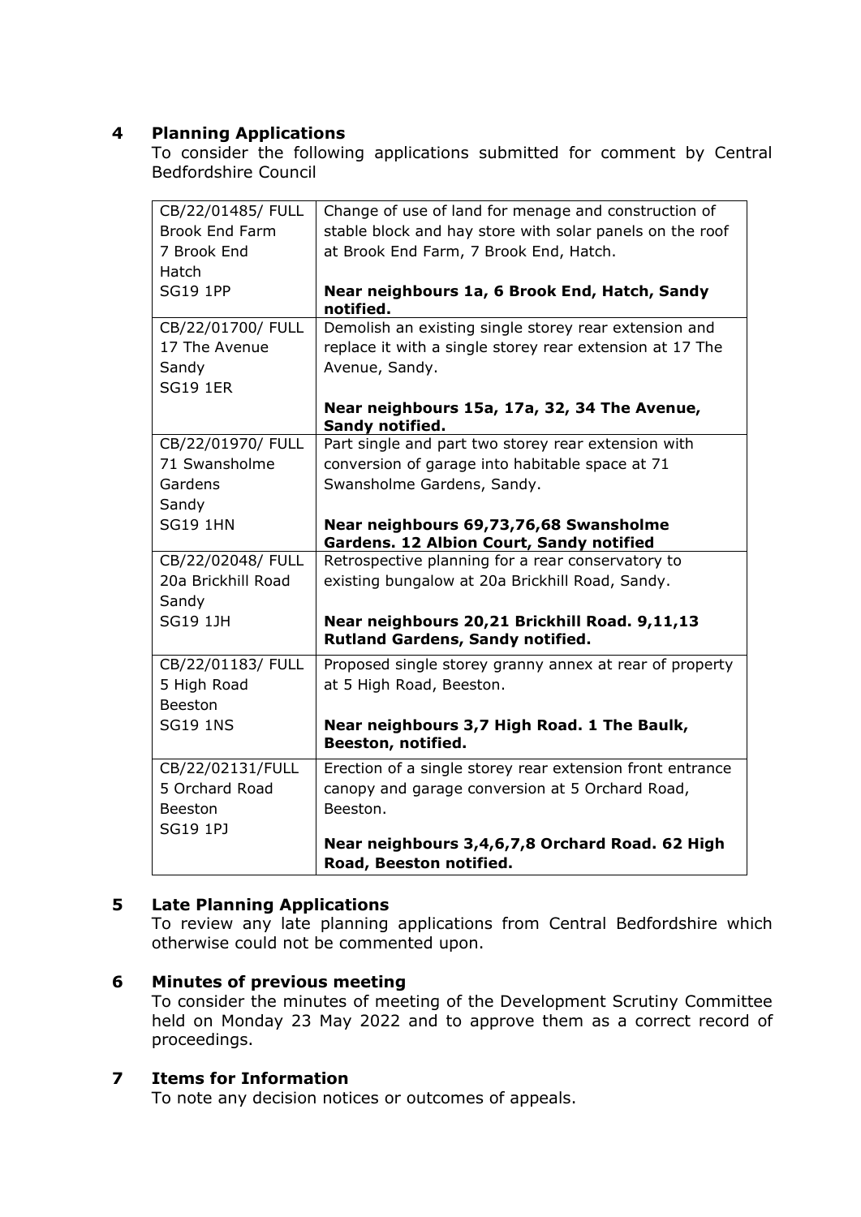## 4 Planning Applications

To consider the following applications submitted for comment by Central Bedfordshire Council

| | |
|---|---|
| CB/22/01485/ FULL<br>Brook End Farm<br>7 Brook End<br>Hatch<br>SG19 1PP | Change of use of land for menage and construction of stable block and hay store with solar panels on the roof at Brook End Farm, 7 Brook End, Hatch.<br><br>**Near neighbours 1a, 6 Brook End, Hatch, Sandy notified.** |
| CB/22/01700/ FULL<br>17 The Avenue<br>Sandy<br>SG19 1ER | Demolish an existing single storey rear extension and replace it with a single storey rear extension at 17 The Avenue, Sandy.<br><br>**Near neighbours 15a, 17a, 32, 34 The Avenue, Sandy notified.** |
| CB/22/01970/ FULL<br>71 Swansholme Gardens<br>Sandy<br>SG19 1HN | Part single and part two storey rear extension with conversion of garage into habitable space at 71 Swansholme Gardens, Sandy.<br><br>**Near neighbours 69,73,76,68 Swansholme Gardens. 12 Albion Court, Sandy notified** |
| CB/22/02048/ FULL<br>20a Brickhill Road<br>Sandy<br>SG19 1JH | Retrospective planning for a rear conservatory to existing bungalow at 20a Brickhill Road, Sandy.<br><br>**Near neighbours 20,21 Brickhill Road. 9,11,13 Rutland Gardens, Sandy notified.** |
| CB/22/01183/ FULL<br>5 High Road<br>Beeston<br>SG19 1NS | Proposed single storey granny annex at rear of property at 5 High Road, Beeston.<br><br>**Near neighbours 3,7 High Road. 1 The Baulk, Beeston, notified.** |
| CB/22/02131/FULL<br>5 Orchard Road<br>Beeston<br>SG19 1PJ | Erection of a single storey rear extension front entrance canopy and garage conversion at 5 Orchard Road, Beeston.<br><br>**Near neighbours 3,4,6,7,8 Orchard Road. 62 High Road, Beeston notified.** |

## 5 Late Planning Applications

To review any late planning applications from Central Bedfordshire which otherwise could not be commented upon.

## 6 Minutes of previous meeting

To consider the minutes of meeting of the Development Scrutiny Committee held on Monday 23 May 2022 and to approve them as a correct record of proceedings.

## 7 Items for Information

To note any decision notices or outcomes of appeals.